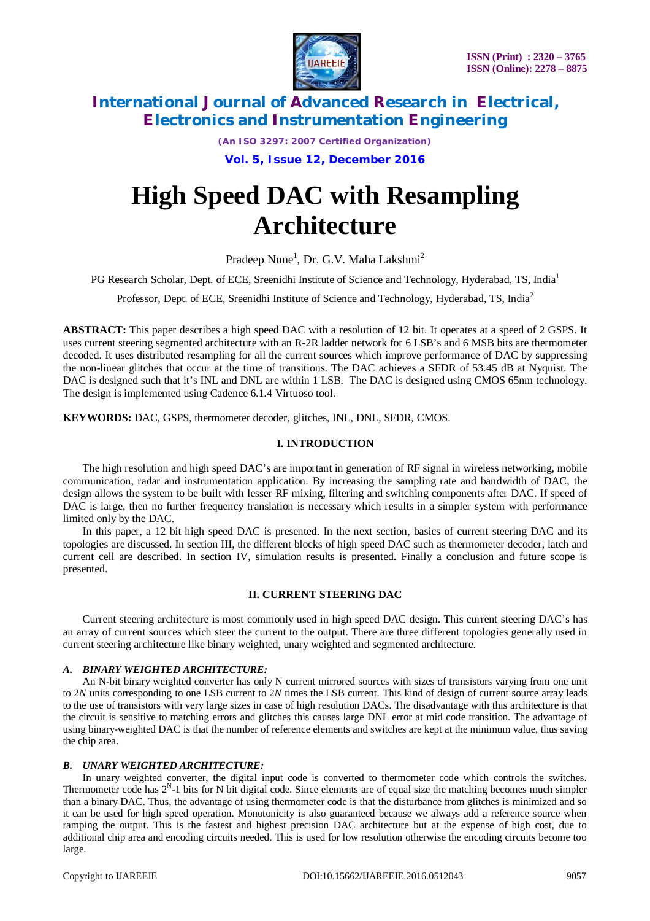# High Speed DAC with Resampling Architecture

Pradeep Nune[1], Dr. G.V. Maha Lakshmi[2]

PG Research Scholar, Dept. of ECE, Sreenidhi Institute of Science and Technology, Hyderabad, TS, India[1]

Professor, Dept. of ECE, Sreenidhi Institute of Science and Technology, Hyderabad, TS, India[2]

**ABSTRACT:** This paper describes a high speed DAC with a resolution of 12 bit. It operates at a speed of 2 GSPS. It uses current steering segmented architecture with an R-2R ladder network for 6 LSB's and 6 MSB bits are thermometer decoded. It uses distributed resampling for all the current sources which improve performance of DAC by suppressing the non-linear glitches that occur at the time of transitions. The DAC achieves a SFDR of 53.45 dB at Nyquist. The DAC is designed such that it's INL and DNL are within 1 LSB. The DAC is designed using CMOS 65nm technology. The design is implemented using Cadence 6.1.4 Virtuoso tool.

**KEYWORDS:** DAC, GSPS, thermometer decoder, glitches, INL, DNL, SFDR, CMOS.

## I. INTRODUCTION

The high resolution and high speed DAC's are important in generation of RF signal in wireless networking, mobile communication, radar and instrumentation application. By increasing the sampling rate and bandwidth of DAC, the design allows the system to be built with lesser RF mixing, filtering and switching components after DAC. If speed of DAC is large, then no further frequency translation is necessary which results in a simpler system with performance limited only by the DAC.

In this paper, a 12 bit high speed DAC is presented. In the next section, basics of current steering DAC and its topologies are discussed. In section III, the different blocks of high speed DAC such as thermometer decoder, latch and current cell are described. In section IV, simulation results is presented. Finally a conclusion and future scope is presented.

## II. CURRENT STEERING DAC

Current steering architecture is most commonly used in high speed DAC design. This current steering DAC's has an array of current sources which steer the current to the output. There are three different topologies generally used in current steering architecture like binary weighted, unary weighted and segmented architecture.

### *A. BINARY WEIGHTED ARCHITECTURE:*

An N-bit binary weighted converter has only N current mirrored sources with sizes of transistors varying from one unit to $2N$ units corresponding to one LSB current to $2N$ times the LSB current. This kind of design of current source array leads to the use of transistors with very large sizes in case of high resolution DACs. The disadvantage with this architecture is that the circuit is sensitive to matching errors and glitches this causes large DNL error at mid code transition. The advantage of using binary-weighted DAC is that the number of reference elements and switches are kept at the minimum value, thus saving the chip area.

### *B. UNARY WEIGHTED ARCHITECTURE:*

In unary weighted converter, the digital input code is converted to thermometer code which controls the switches. Thermometer code has $2^N$-1 bits for N bit digital code. Since elements are of equal size the matching becomes much simpler than a binary DAC. Thus, the advantage of using thermometer code is that the disturbance from glitches is minimized and so it can be used for high speed operation. Monotonicity is also guaranteed because we always add a reference source when ramping the output. This is the fastest and highest precision DAC architecture but at the expense of high cost, due to additional chip area and encoding circuits needed. This is used for low resolution otherwise the encoding circuits become too large.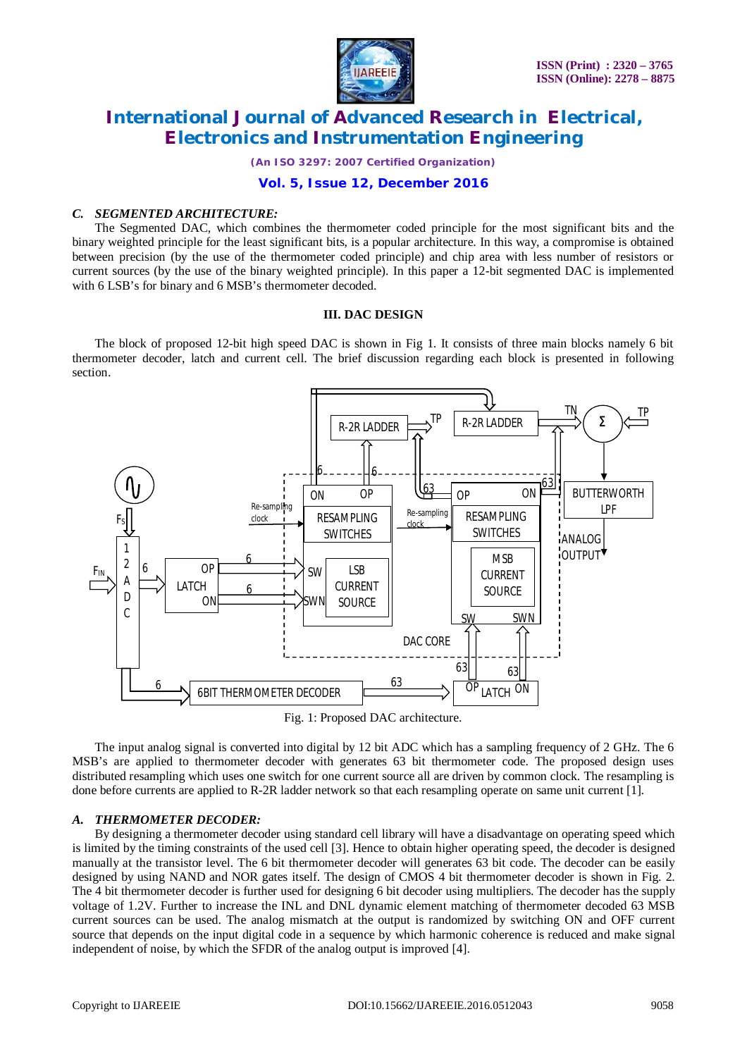### C. SEGMENTED ARCHITECTURE:

The Segmented DAC, which combines the thermometer coded principle for the most significant bits and the binary weighted principle for the least significant bits, is a popular architecture. In this way, a compromise is obtained between precision (by the use of the thermometer coded principle) and chip area with less number of resistors or current sources (by the use of the binary weighted principle). In this paper a 12-bit segmented DAC is implemented with 6 LSB's for binary and 6 MSB's thermometer decoded.

## III. DAC DESIGN

The block of proposed 12-bit high speed DAC is shown in Fig 1. It consists of three main blocks namely 6 bit thermometer decoder, latch and current cell. The brief discussion regarding each block is presented in following section.

Fig. 1: Proposed DAC architecture.

The input analog signal is converted into digital by 12 bit ADC which has a sampling frequency of 2 GHz. The 6 MSB's are applied to thermometer decoder with generates 63 bit thermometer code. The proposed design uses distributed resampling which uses one switch for one current source all are driven by common clock. The resampling is done before currents are applied to R-2R ladder network so that each resampling operate on same unit current [1].

### A. THERMOMETER DECODER:

By designing a thermometer decoder using standard cell library will have a disadvantage on operating speed which is limited by the timing constraints of the used cell [3]. Hence to obtain higher operating speed, the decoder is designed manually at the transistor level. The 6 bit thermometer decoder will generates 63 bit code. The decoder can be easily designed by using NAND and NOR gates itself. The design of CMOS 4 bit thermometer decoder is shown in Fig. 2. The 4 bit thermometer decoder is further used for designing 6 bit decoder using multipliers. The decoder has the supply voltage of 1.2V. Further to increase the INL and DNL dynamic element matching of thermometer decoded 63 MSB current sources can be used. The analog mismatch at the output is randomized by switching ON and OFF current source that depends on the input digital code in a sequence by which harmonic coherence is reduced and make signal independent of noise, by which the SFDR of the analog output is improved [4].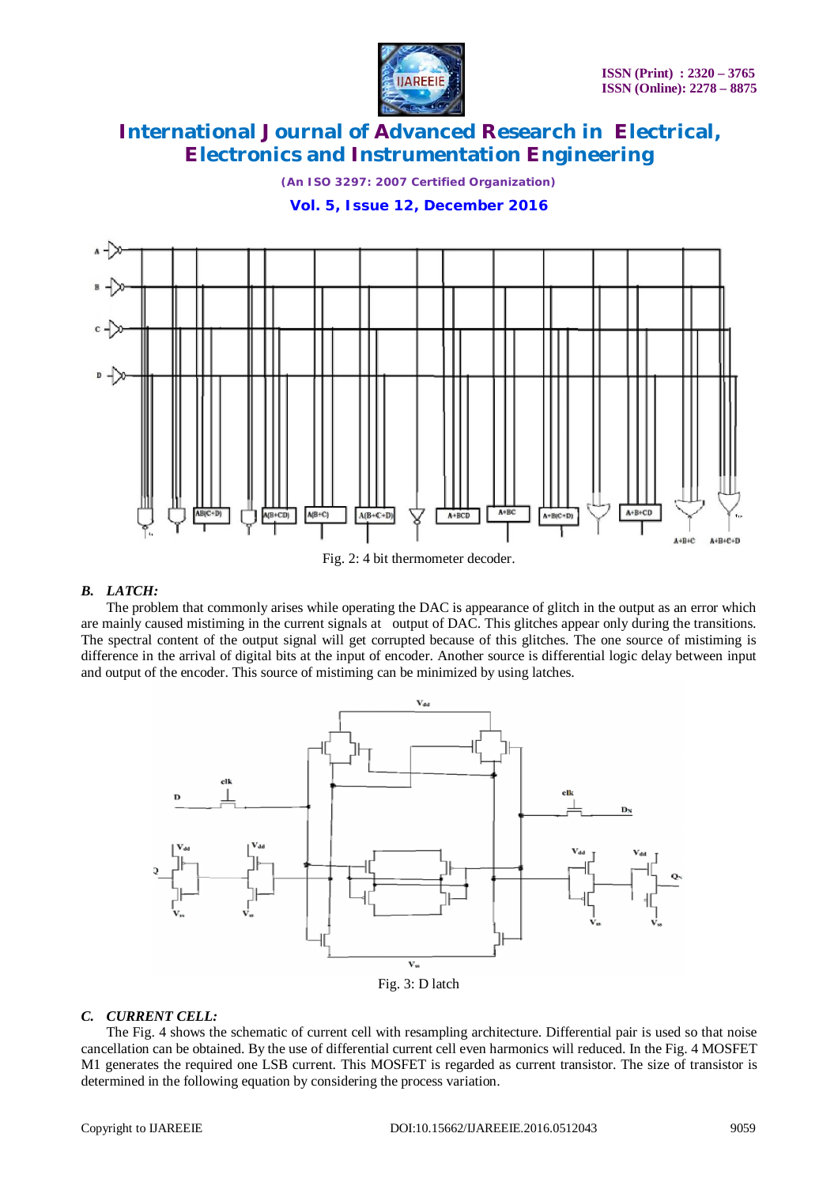Fig. 2: 4 bit thermometer decoder.

### *B. LATCH:*

The problem that commonly arises while operating the DAC is appearance of glitch in the output as an error which are mainly caused mistiming in the current signals at output of DAC. This glitches appear only during the transitions. The spectral content of the output signal will get corrupted because of this glitches. The one source of mistiming is difference in the arrival of digital bits at the input of encoder. Another source is differential logic delay between input and output of the encoder. This source of mistiming can be minimized by using latches.

Fig. 3: D latch

### *C. CURRENT CELL:*

The Fig. 4 shows the schematic of current cell with resampling architecture. Differential pair is used so that noise cancellation can be obtained. By the use of differential current cell even harmonics will reduced. In the Fig. 4 MOSFET M1 generates the required one LSB current. This MOSFET is regarded as current transistor. The size of transistor is determined in the following equation by considering the process variation.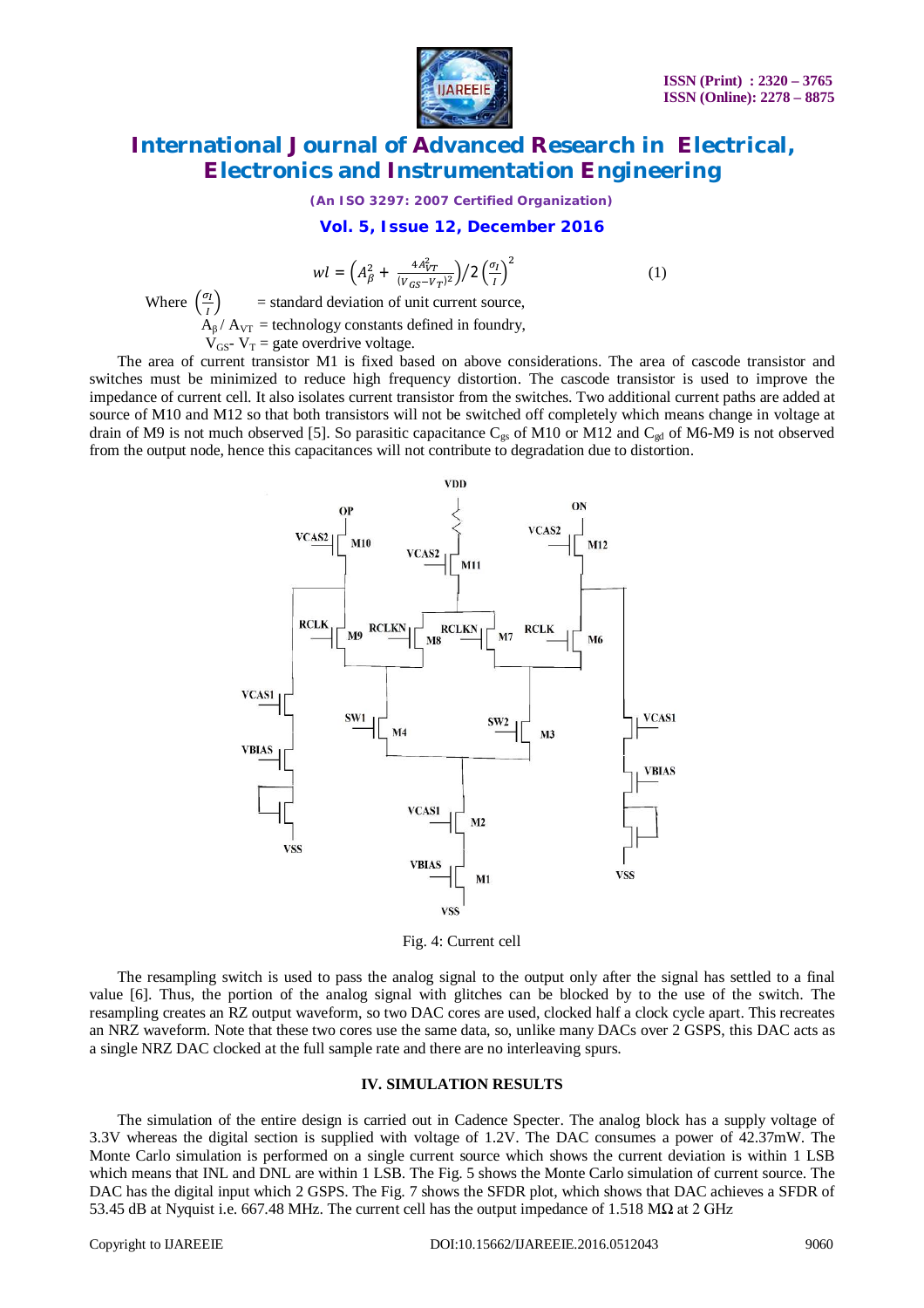$$wl = \left(A_{\beta}^{2} + \frac{4A_{VT}^{2}}{(V_{GS}-V_{T})^{2}}\right)/2\left(\frac{\sigma_I}{I}\right)^{2} \qquad (1)$$

Where $\left(\frac{\sigma_I}{I}\right)$ = standard deviation of unit current source,

$A_{\beta}$ / $A_{VT}$ = technology constants defined in foundry,

$V_{GS}$- $V_{T}$ = gate overdrive voltage.

The area of current transistor M1 is fixed based on above considerations. The area of cascode transistor and switches must be minimized to reduce high frequency distortion. The cascode transistor is used to improve the impedance of current cell. It also isolates current transistor from the switches. Two additional current paths are added at source of M10 and M12 so that both transistors will not be switched off completely which means change in voltage at drain of M9 is not much observed [5]. So parasitic capacitance $C_{gs}$ of M10 or M12 and $C_{gd}$ of M6-M9 is not observed from the output node, hence this capacitances will not contribute to degradation due to distortion.

Fig. 4: Current cell

The resampling switch is used to pass the analog signal to the output only after the signal has settled to a final value [6]. Thus, the portion of the analog signal with glitches can be blocked by to the use of the switch. The resampling creates an RZ output waveform, so two DAC cores are used, clocked half a clock cycle apart. This recreates an NRZ waveform. Note that these two cores use the same data, so, unlike many DACs over 2 GSPS, this DAC acts as a single NRZ DAC clocked at the full sample rate and there are no interleaving spurs.

## IV. SIMULATION RESULTS

The simulation of the entire design is carried out in Cadence Specter. The analog block has a supply voltage of 3.3V whereas the digital section is supplied with voltage of 1.2V. The DAC consumes a power of 42.37mW. The Monte Carlo simulation is performed on a single current source which shows the current deviation is within 1 LSB which means that INL and DNL are within 1 LSB. The Fig. 5 shows the Monte Carlo simulation of current source. The DAC has the digital input which 2 GSPS. The Fig. 7 shows the SFDR plot, which shows that DAC achieves a SFDR of 53.45 dB at Nyquist i.e. 667.48 MHz. The current cell has the output impedance of 1.518 MΩ at 2 GHz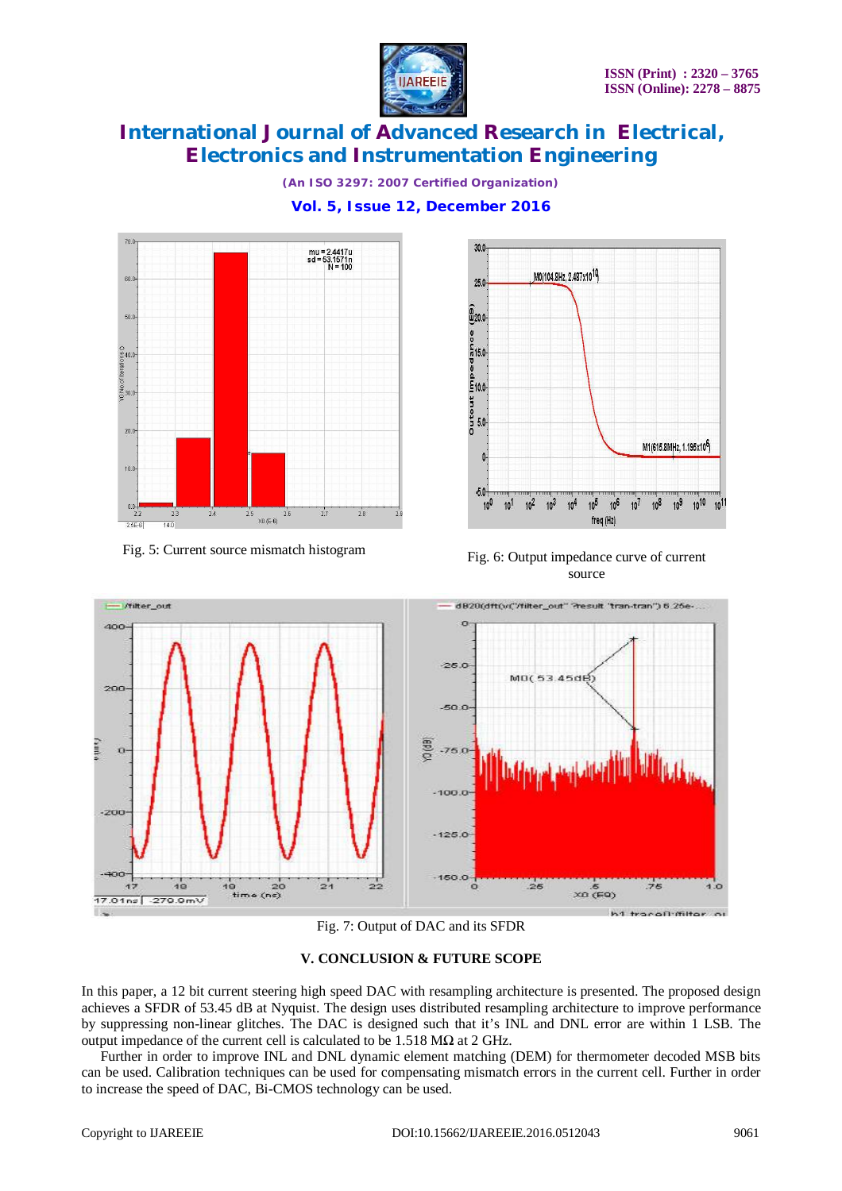Fig. 5: Current source mismatch histogram

Fig. 6: Output impedance curve of current source

Fig. 7: Output of DAC and its SFDR

## V. CONCLUSION & FUTURE SCOPE

In this paper, a 12 bit current steering high speed DAC with resampling architecture is presented. The proposed design achieves a SFDR of 53.45 dB at Nyquist. The design uses distributed resampling architecture to improve performance by suppressing non-linear glitches. The DAC is designed such that it's INL and DNL error are within 1 LSB. The output impedance of the current cell is calculated to be 1.518 MΩ at 2 GHz.

Further in order to improve INL and DNL dynamic element matching (DEM) for thermometer decoded MSB bits can be used. Calibration techniques can be used for compensating mismatch errors in the current cell. Further in order to increase the speed of DAC, Bi-CMOS technology can be used.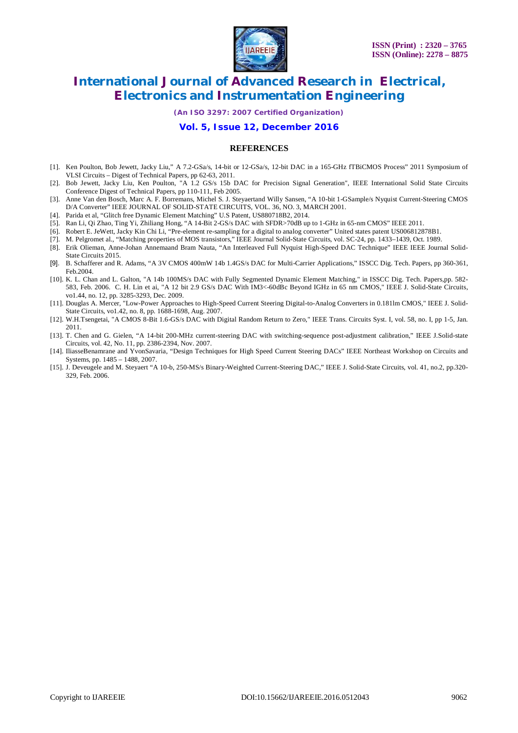## REFERENCES

[1]. Ken Poulton, Bob Jewett, Jacky Liu," A 7.2-GSa/s, 14-bit or 12-GSa/s, 12-bit DAC in a 165-GHz fTBiCMOS Process" 2011 Symposium of VLSI Circuits – Digest of Technical Papers, pp 62-63, 2011.

[2]. Bob Jewett, Jacky Liu, Ken Poulton, "A 1.2 GS/s 15b DAC for Precision Signal Generation", IEEE International Solid State Circuits Conference Digest of Technical Papers, pp 110-111, Feb 2005.

[3]. Anne Van den Bosch, Marc A. F. Borremans, Michel S. J. Steyaertand Willy Sansen, "A 10-bit 1-GSample/s Nyquist Current-Steering CMOS D/A Converter" IEEE JOURNAL OF SOLID-STATE CIRCUITS, VOL. 36, NO. 3, MARCH 2001.

[4]. Parida et al, "Glitch free Dynamic Element Matching" U.S Patent, US880718B2, 2014.

[5]. Ran Li, Qi Zhao, Ting Yi, Zhiliang Hong, "A 14-Bit 2-GS/s DAC with SFDR>70dB up to 1-GHz in 65-nm CMOS" IEEE 2011.

[6]. Robert E. JeWett, Jacky Kin Chi Li, "Pre-element re-sampling for a digital to analog converter" United states patent US006812878B1.

[7]. M. Pelgromet al., "Matching properties of MOS transistors," IEEE Journal Solid-State Circuits, vol. SC-24, pp. 1433–1439, Oct. 1989.

[8]. Erik Olieman, Anne-Johan Annemaand Bram Nauta, "An Interleaved Full Nyquist High-Speed DAC Technique" IEEE IEEE Journal Solid-State Circuits 2015.

[9]. B. Schafferer and R. Adams, "A 3V CMOS 400mW 14b 1.4GS/s DAC for Multi-Carrier Applications," ISSCC Dig. Tech. Papers, pp 360-361, Feb.2004.

[10]. K. L. Chan and L. Galton, "A 14b 100MS/s DAC with Fully Segmented Dynamic Element Matching," in ISSCC Dig. Tech. Papers,pp. 582-583, Feb. 2006. C. H. Lin et ai, "A 12 bit 2.9 GS/s DAC With IM3<-60dBc Beyond IGHz in 65 nm CMOS," IEEE J. Solid-State Circuits, vo1.44, no. 12, pp. 3285-3293, Dec. 2009.

[11]. Douglas A. Mercer, "Low-Power Approaches to High-Speed Current Steering Digital-to-Analog Converters in 0.181lm CMOS," IEEE J. Solid-State Circuits, vo1.42, no. 8, pp. 1688-1698, Aug. 2007.

[12]. W.H.Tsengetai, "A CMOS 8-Bit 1.6-GS/s DAC with Digital Random Return to Zero," IEEE Trans. Circuits Syst. I, vol. 58, no. I, pp 1-5, Jan. 2011.

[13]. T. Chen and G. Gielen, "A 14-bit 200-MHz current-steering DAC with switching-sequence post-adjustment calibration," IEEE J.Solid-state Circuits, vol. 42, No. 11, pp. 2386-2394, Nov. 2007.

[14]. IliasseBenamrane and YvonSavaria, "Design Techniques for High Speed Current Steering DACs" IEEE Northeast Workshop on Circuits and Systems, pp. 1485 – 1488, 2007.

[15]. J. Deveugele and M. Steyaert "A 10-b, 250-MS/s Binary-Weighted Current-Steering DAC," IEEE J. Solid-State Circuits, vol. 41, no.2, pp.320-329, Feb. 2006.